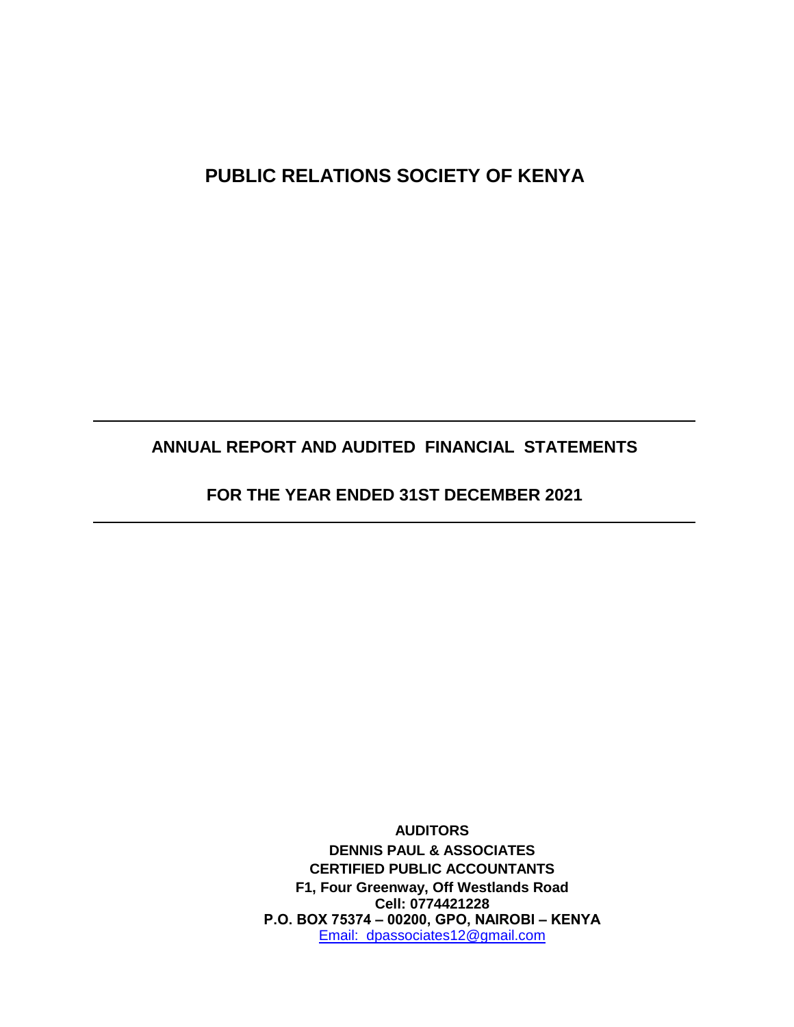# PUBLIC RELATIONS SOCIETY OF KENYA

---

## ANNUAL REPORT AND AUDITED FINANCIAL STATEMENTS

## FOR THE YEAR ENDED 31ST DECEMBER 2021

---

**AUDITORS**

**DENNIS PAUL & ASSOCIATES**

**CERTIFIED PUBLIC ACCOUNTANTS**

**F1, Four Greenway, Off Westlands Road**

**Cell: 0774421228**

**P.O. BOX 75374 – 00200, GPO, NAIROBI – KENYA**

Email: dpassociates12@gmail.com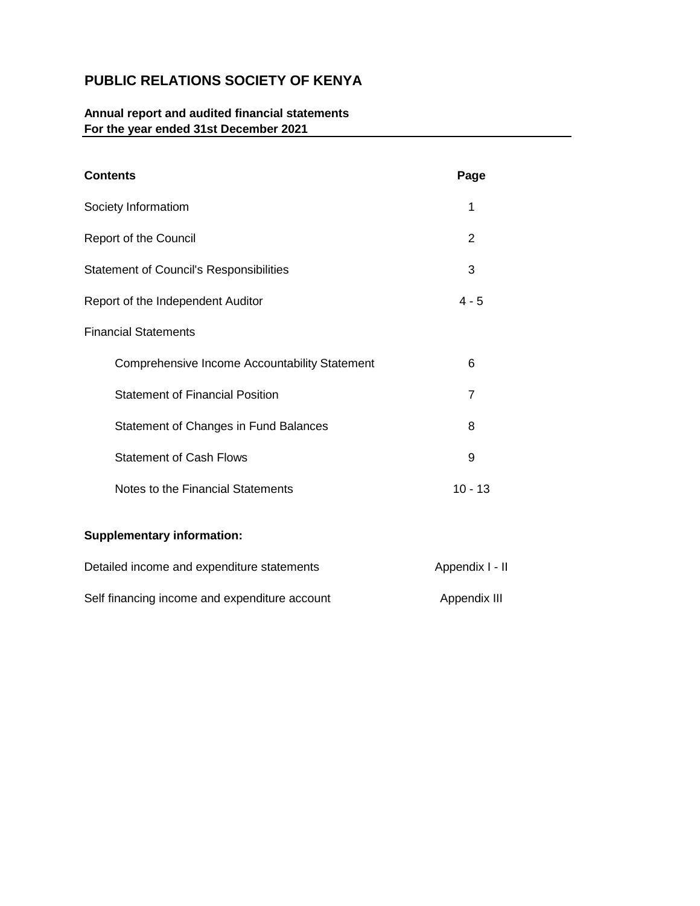# PUBLIC RELATIONS SOCIETY OF KENYA

**Annual report and audited financial statements**
**For the year ended 31st December 2021**

| **Contents** | **Page** |
|---|---|
| Society Informatiom | 1 |
| Report of the Council | 2 |
| Statement of Council's Responsibilities | 3 |
| Report of the Independent Auditor | 4 - 5 |
| Financial Statements | |
| Comprehensive Income Accountability Statement | 6 |
| Statement of Financial Position | 7 |
| Statement of Changes in Fund Balances | 8 |
| Statement of Cash Flows | 9 |
| Notes to the Financial Statements | 10 - 13 |

**Supplementary information:**

| | |
|---|---|
| Detailed income and expenditure statements | Appendix I - II |
| Self financing income and expenditure account | Appendix III |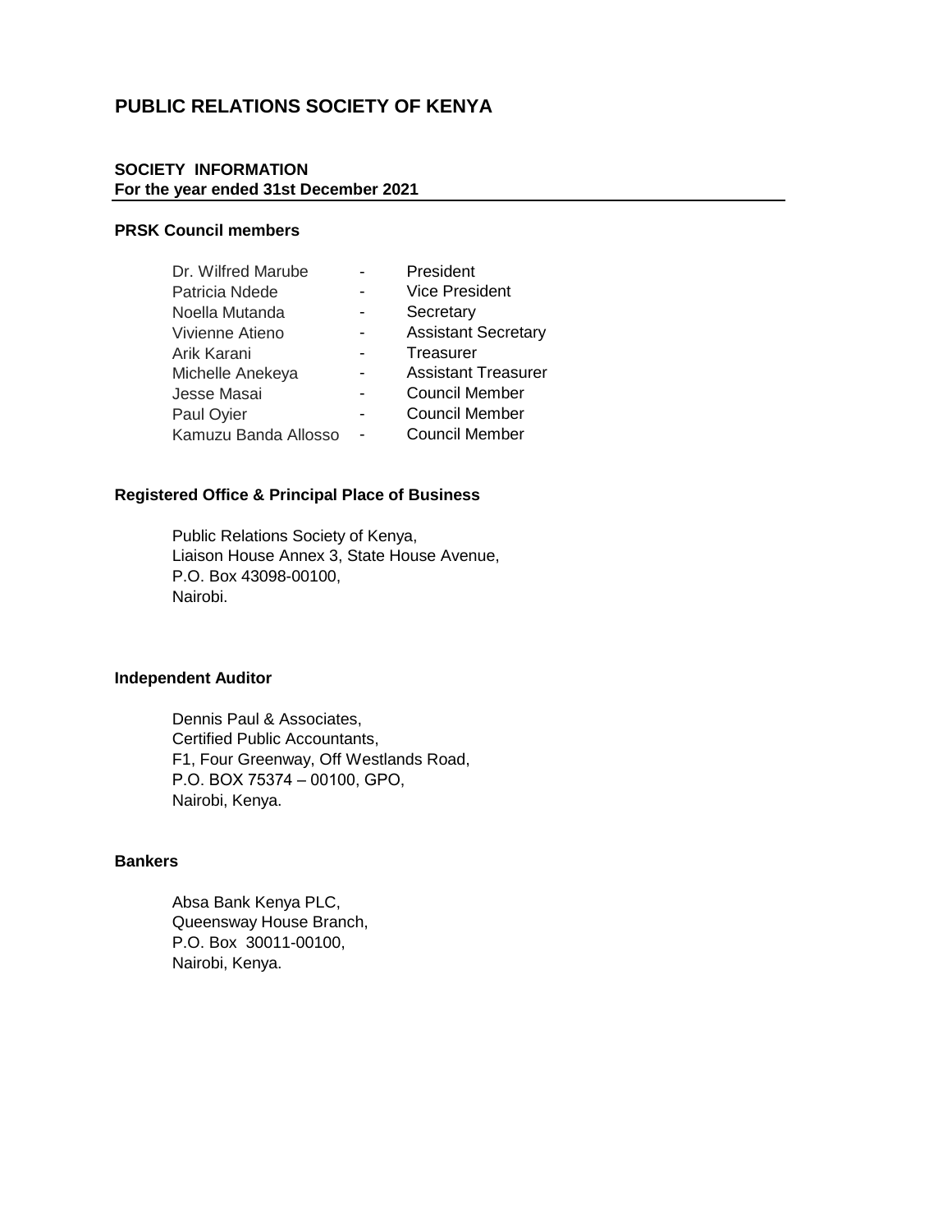# PUBLIC RELATIONS SOCIETY OF KENYA

## SOCIETY INFORMATION
**For the year ended 31st December 2021**

### PRSK Council members

| | | |
|---|---|---|
| Dr. Wilfred Marube | - | President |
| Patricia Ndede | - | Vice President |
| Noella Mutanda | - | Secretary |
| Vivienne Atieno | - | Assistant Secretary |
| Arik Karani | - | Treasurer |
| Michelle Anekeya | - | Assistant Treasurer |
| Jesse Masai | - | Council Member |
| Paul Oyier | - | Council Member |
| Kamuzu Banda Allosso | - | Council Member |

### Registered Office & Principal Place of Business

Public Relations Society of Kenya,
Liaison House Annex 3, State House Avenue,
P.O. Box 43098-00100,
Nairobi.

### Independent Auditor

Dennis Paul & Associates,
Certified Public Accountants,
F1, Four Greenway, Off Westlands Road,
P.O. BOX 75374 – 00100, GPO,
Nairobi, Kenya.

### Bankers

Absa Bank Kenya PLC,
Queensway House Branch,
P.O. Box 30011-00100,
Nairobi, Kenya.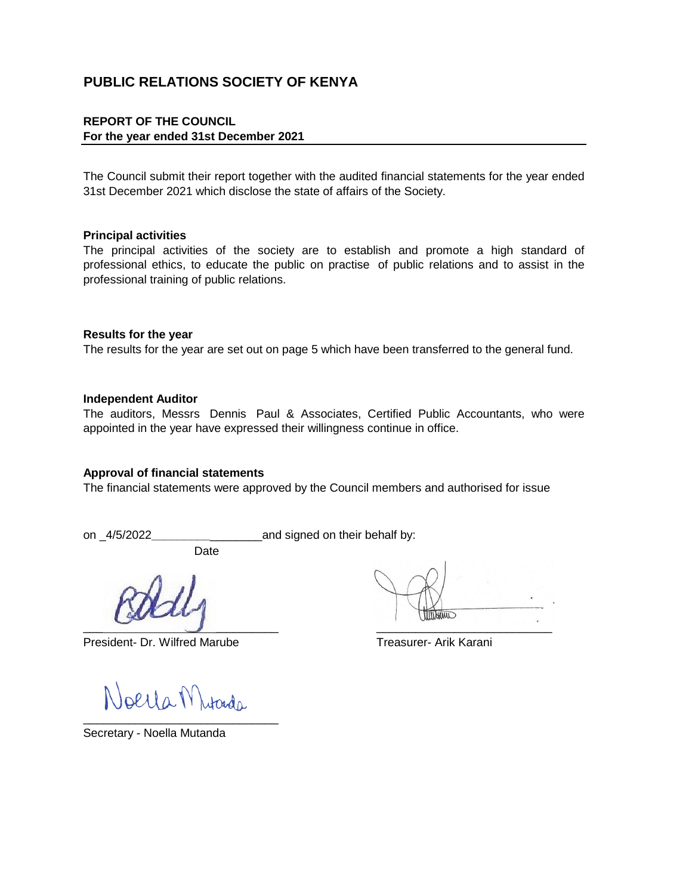# PUBLIC RELATIONS SOCIETY OF KENYA

**REPORT OF THE COUNCIL**
**For the year ended 31st December 2021**

The Council submit their report together with the audited financial statements for the year ended 31st December 2021 which disclose the state of affairs of the Society.

**Principal activities**

The principal activities of the society are to establish and promote a high standard of professional ethics, to educate the public on practise of public relations and to assist in the professional training of public relations.

**Results for the year**

The results for the year are set out on page 5 which have been transferred to the general fund.

**Independent Auditor**

The auditors, Messrs Dennis Paul & Associates, Certified Public Accountants, who were appointed in the year have expressed their willingness continue in office.

**Approval of financial statements**

The financial statements were approved by the Council members and authorised for issue

on _4/5/2022_________________and signed on their behalf by:

Date

_____________________________

President- Dr. Wilfred Marube

_____________________________

Treasurer- Arik Karani

_____________________________

Secretary - Noella Mutanda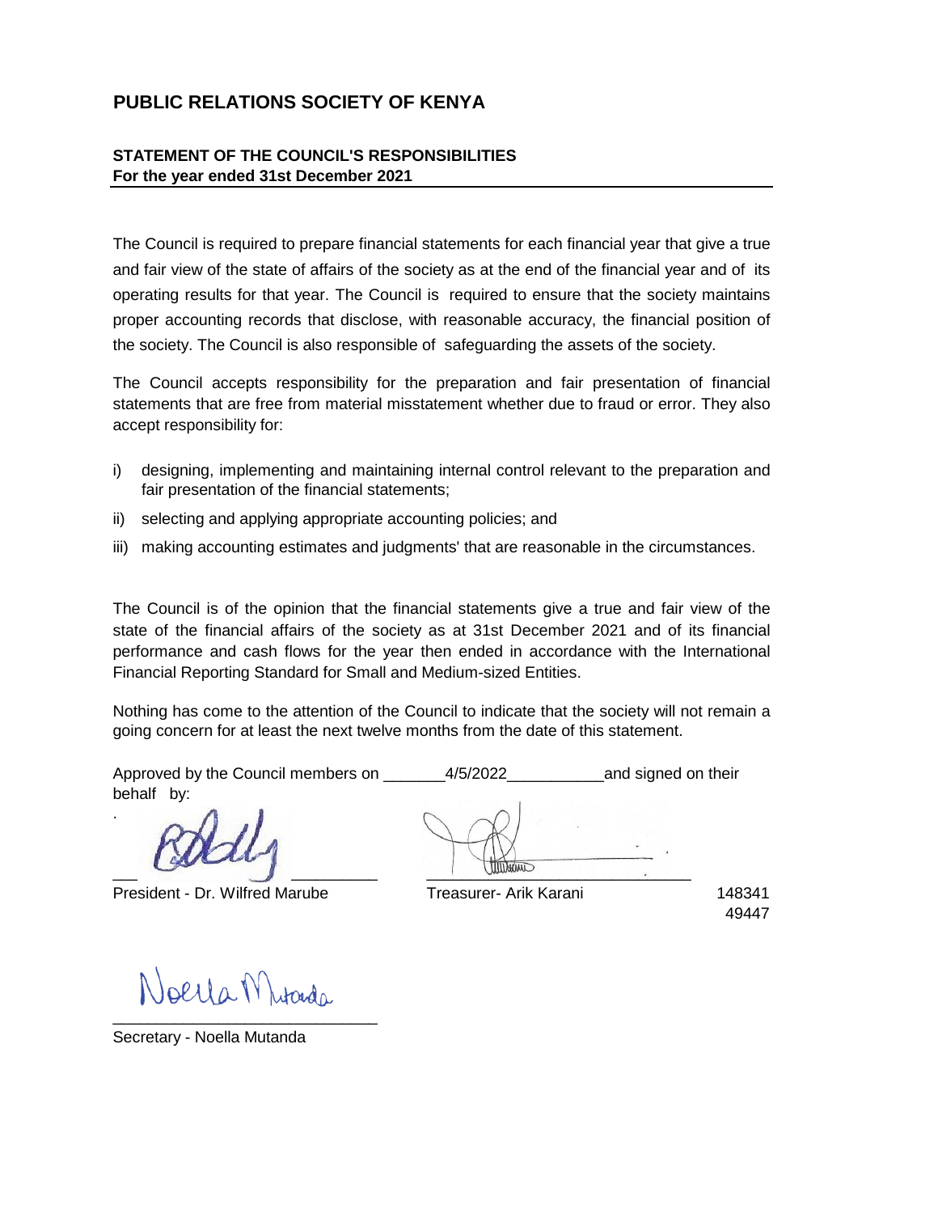# PUBLIC RELATIONS SOCIETY OF KENYA

## STATEMENT OF THE COUNCIL'S RESPONSIBILITIES
**For the year ended 31st December 2021**

The Council is required to prepare financial statements for each financial year that give a true and fair view of the state of affairs of the society as at the end of the financial year and of its operating results for that year. The Council is required to ensure that the society maintains proper accounting records that disclose, with reasonable accuracy, the financial position of the society. The Council is also responsible of safeguarding the assets of the society.

The Council accepts responsibility for the preparation and fair presentation of financial statements that are free from material misstatement whether due to fraud or error. They also accept responsibility for:

i) designing, implementing and maintaining internal control relevant to the preparation and fair presentation of the financial statements;

ii) selecting and applying appropriate accounting policies; and

iii) making accounting estimates and judgments' that are reasonable in the circumstances.

The Council is of the opinion that the financial statements give a true and fair view of the state of the financial affairs of the society as at 31st December 2021 and of its financial performance and cash flows for the year then ended in accordance with the International Financial Reporting Standard for Small and Medium-sized Entities.

Nothing has come to the attention of the Council to indicate that the society will not remain a going concern for at least the next twelve months from the date of this statement.

Approved by the Council members on _______4/5/2022___________and signed on their behalf by:

___________________________ President - Dr. Wilfred Marube

___________________________ Treasurer- Arik Karani

148341
49447

___________________________ Secretary - Noella Mutanda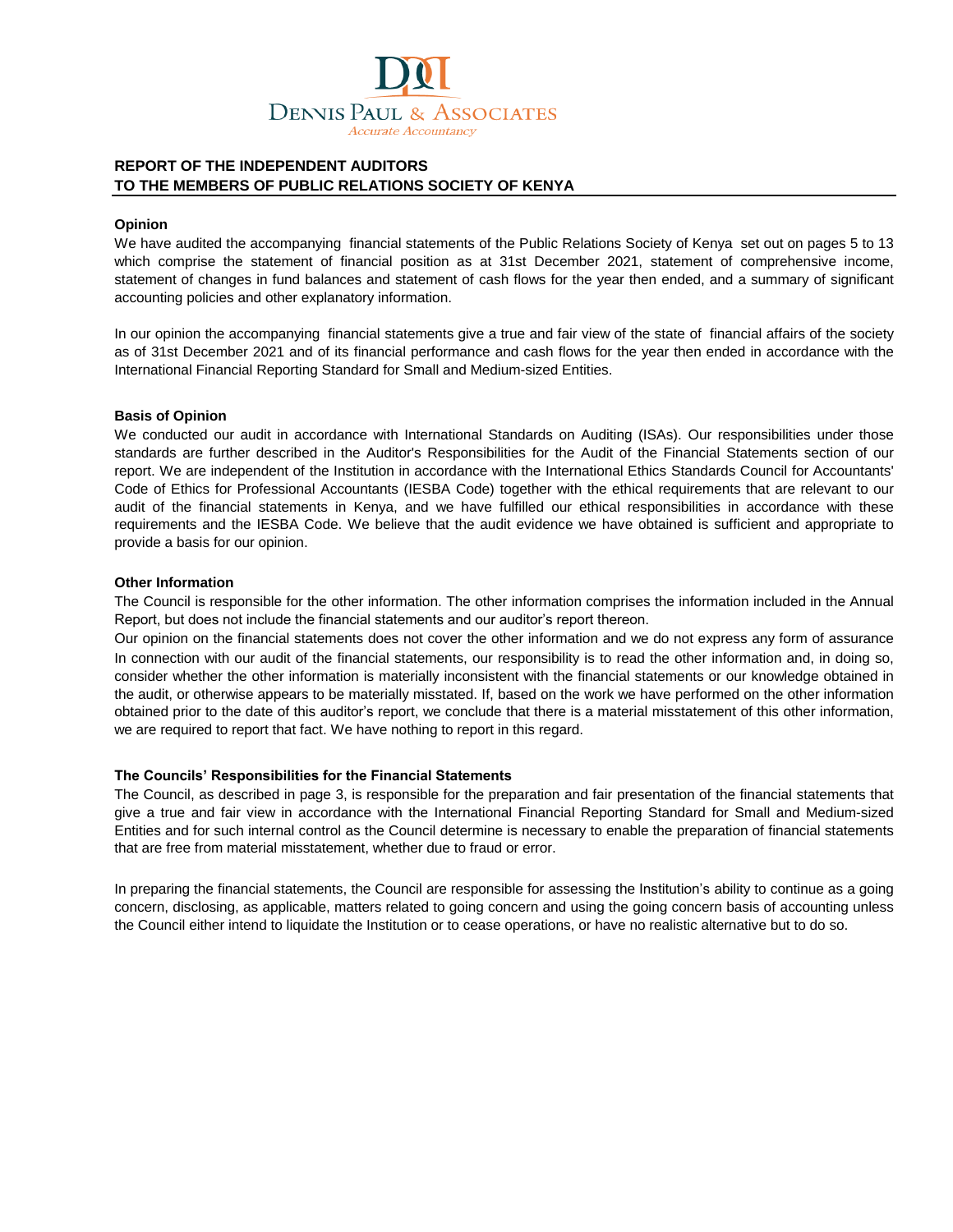DENNIS PAUL & ASSOCIATES

*Accurate Accountancy*

**REPORT OF THE INDEPENDENT AUDITORS**
**TO THE MEMBERS OF PUBLIC RELATIONS SOCIETY OF KENYA**

**Opinion**

We have audited the accompanying financial statements of the Public Relations Society of Kenya set out on pages 5 to 13 which comprise the statement of financial position as at 31st December 2021, statement of comprehensive income, statement of changes in fund balances and statement of cash flows for the year then ended, and a summary of significant accounting policies and other explanatory information.

In our opinion the accompanying financial statements give a true and fair view of the state of financial affairs of the society as of 31st December 2021 and of its financial performance and cash flows for the year then ended in accordance with the International Financial Reporting Standard for Small and Medium-sized Entities.

**Basis of Opinion**

We conducted our audit in accordance with International Standards on Auditing (ISAs). Our responsibilities under those standards are further described in the Auditor's Responsibilities for the Audit of the Financial Statements section of our report. We are independent of the Institution in accordance with the International Ethics Standards Council for Accountants' Code of Ethics for Professional Accountants (IESBA Code) together with the ethical requirements that are relevant to our audit of the financial statements in Kenya, and we have fulfilled our ethical responsibilities in accordance with these requirements and the IESBA Code. We believe that the audit evidence we have obtained is sufficient and appropriate to provide a basis for our opinion.

**Other Information**

The Council is responsible for the other information. The other information comprises the information included in the Annual Report, but does not include the financial statements and our auditor's report thereon.

Our opinion on the financial statements does not cover the other information and we do not express any form of assurance In connection with our audit of the financial statements, our responsibility is to read the other information and, in doing so, consider whether the other information is materially inconsistent with the financial statements or our knowledge obtained in the audit, or otherwise appears to be materially misstated. If, based on the work we have performed on the other information obtained prior to the date of this auditor's report, we conclude that there is a material misstatement of this other information, we are required to report that fact. We have nothing to report in this regard.

**The Councils' Responsibilities for the Financial Statements**

The Council, as described in page 3, is responsible for the preparation and fair presentation of the financial statements that give a true and fair view in accordance with the International Financial Reporting Standard for Small and Medium-sized Entities and for such internal control as the Council determine is necessary to enable the preparation of financial statements that are free from material misstatement, whether due to fraud or error.

In preparing the financial statements, the Council are responsible for assessing the Institution's ability to continue as a going concern, disclosing, as applicable, matters related to going concern and using the going concern basis of accounting unless the Council either intend to liquidate the Institution or to cease operations, or have no realistic alternative but to do so.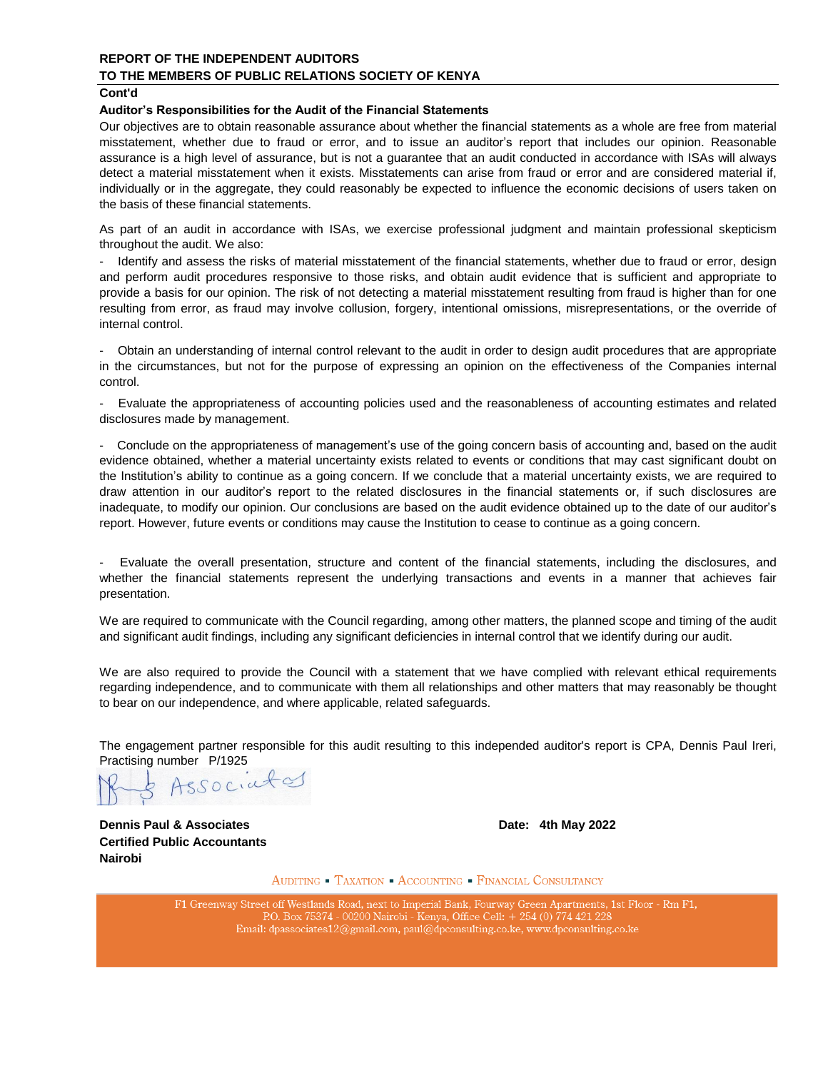**REPORT OF THE INDEPENDENT AUDITORS**
**TO THE MEMBERS OF PUBLIC RELATIONS SOCIETY OF KENYA**
**Cont'd**

**Auditor's Responsibilities for the Audit of the Financial Statements**

Our objectives are to obtain reasonable assurance about whether the financial statements as a whole are free from material misstatement, whether due to fraud or error, and to issue an auditor's report that includes our opinion. Reasonable assurance is a high level of assurance, but is not a guarantee that an audit conducted in accordance with ISAs will always detect a material misstatement when it exists. Misstatements can arise from fraud or error and are considered material if, individually or in the aggregate, they could reasonably be expected to influence the economic decisions of users taken on the basis of these financial statements.

As part of an audit in accordance with ISAs, we exercise professional judgment and maintain professional skepticism throughout the audit. We also:

- Identify and assess the risks of material misstatement of the financial statements, whether due to fraud or error, design and perform audit procedures responsive to those risks, and obtain audit evidence that is sufficient and appropriate to provide a basis for our opinion. The risk of not detecting a material misstatement resulting from fraud is higher than for one resulting from error, as fraud may involve collusion, forgery, intentional omissions, misrepresentations, or the override of internal control.

- Obtain an understanding of internal control relevant to the audit in order to design audit procedures that are appropriate in the circumstances, but not for the purpose of expressing an opinion on the effectiveness of the Companies internal control.

- Evaluate the appropriateness of accounting policies used and the reasonableness of accounting estimates and related disclosures made by management.

- Conclude on the appropriateness of management's use of the going concern basis of accounting and, based on the audit evidence obtained, whether a material uncertainty exists related to events or conditions that may cast significant doubt on the Institution's ability to continue as a going concern. If we conclude that a material uncertainty exists, we are required to draw attention in our auditor's report to the related disclosures in the financial statements or, if such disclosures are inadequate, to modify our opinion. Our conclusions are based on the audit evidence obtained up to the date of our auditor's report. However, future events or conditions may cause the Institution to cease to continue as a going concern.

- Evaluate the overall presentation, structure and content of the financial statements, including the disclosures, and whether the financial statements represent the underlying transactions and events in a manner that achieves fair presentation.

We are required to communicate with the Council regarding, among other matters, the planned scope and timing of the audit and significant audit findings, including any significant deficiencies in internal control that we identify during our audit.

We are also required to provide the Council with a statement that we have complied with relevant ethical requirements regarding independence, and to communicate with them all relationships and other matters that may reasonably be thought to bear on our independence, and where applicable, related safeguards.

The engagement partner responsible for this audit resulting to this independed auditor's report is CPA, Dennis Paul Ireri, Practising number P/1925

**Dennis Paul & Associates**
**Certified Public Accountants**
**Nairobi**

**Date: 4th May 2022**

AUDITING ▪ TAXATION ▪ ACCOUNTING ▪ FINANCIAL CONSULTANCY

F1 Greenway Street off Westlands Road, next to Imperial Bank, Fourway Green Apartments, 1st Floor - Rm F1,
P.O. Box 75374 - 00200 Nairobi - Kenya, Office Cell: + 254 (0) 774 421 228
Email: dpassociates12@gmail.com, paul@dpconsulting.co.ke, www.dpconsulting.co.ke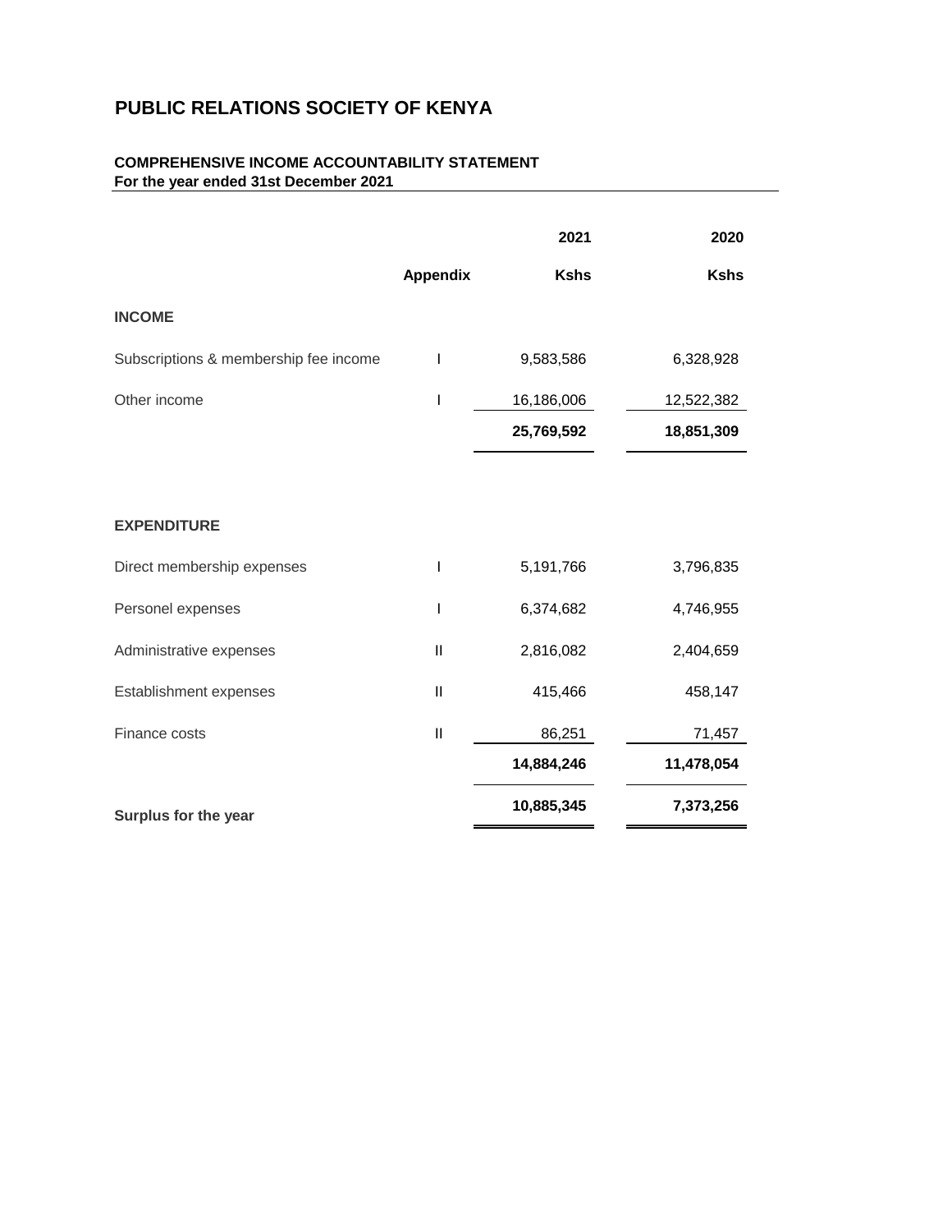# PUBLIC RELATIONS SOCIETY OF KENYA

## COMPREHENSIVE INCOME ACCOUNTABILITY STATEMENT
**For the year ended 31st December 2021**

| | Appendix | 2021<br>Kshs | 2020<br>Kshs |
|---|---|---|---|
| **INCOME** | | | |
| Subscriptions & membership fee income | I | 9,583,586 | 6,328,928 |
| Other income | I | 16,186,006 | 12,522,382 |
| | | **25,769,592** | **18,851,309** |
| **EXPENDITURE** | | | |
| Direct membership expenses | I | 5,191,766 | 3,796,835 |
| Personel expenses | I | 6,374,682 | 4,746,955 |
| Administrative expenses | II | 2,816,082 | 2,404,659 |
| Establishment expenses | II | 415,466 | 458,147 |
| Finance costs | II | 86,251 | 71,457 |
| | | **14,884,246** | **11,478,054** |
| **Surplus for the year** | | **10,885,345** | **7,373,256** |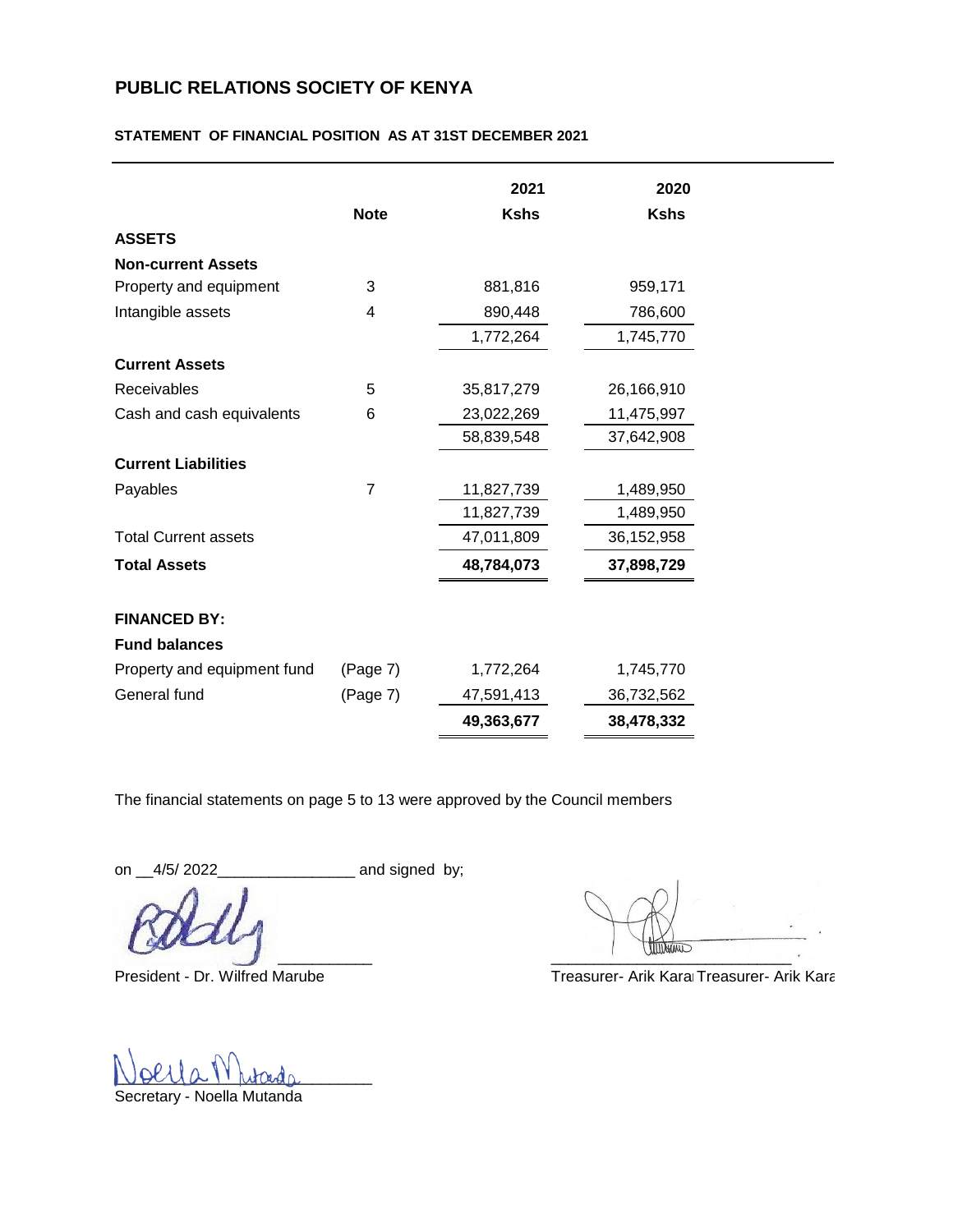# PUBLIC RELATIONS SOCIETY OF KENYA

## STATEMENT OF FINANCIAL POSITION AS AT 31ST DECEMBER 2021

| | Note | 2021 | 2020 |
|---|---|---|---|
| | | **Kshs** | **Kshs** |
| **ASSETS** | | | |
| **Non-current Assets** | | | |
| Property and equipment | 3 | 881,816 | 959,171 |
| Intangible assets | 4 | 890,448 | 786,600 |
| | | 1,772,264 | 1,745,770 |
| **Current Assets** | | | |
| Receivables | 5 | 35,817,279 | 26,166,910 |
| Cash and cash equivalents | 6 | 23,022,269 | 11,475,997 |
| | | 58,839,548 | 37,642,908 |
| **Current Liabilities** | | | |
| Payables | 7 | 11,827,739 | 1,489,950 |
| | | 11,827,739 | 1,489,950 |
| Total Current assets | | 47,011,809 | 36,152,958 |
| **Total Assets** | | **48,784,073** | **37,898,729** |
| | | | |
| **FINANCED BY:** | | | |
| **Fund balances** | | | |
| Property and equipment fund | (Page 7) | 1,772,264 | 1,745,770 |
| General fund | (Page 7) | 47,591,413 | 36,732,562 |
| | | **49,363,677** | **38,478,332** |

The financial statements on page 5 to 13 were approved by the Council members

on \_\_4/5/ 2022\_\_\_\_\_\_\_\_\_\_\_\_\_\_\_\_ and signed by;

President - Dr. Wilfred Marube

Treasurer- Arik Karai Treasurer- Arik Kara

Secretary - Noella Mutanda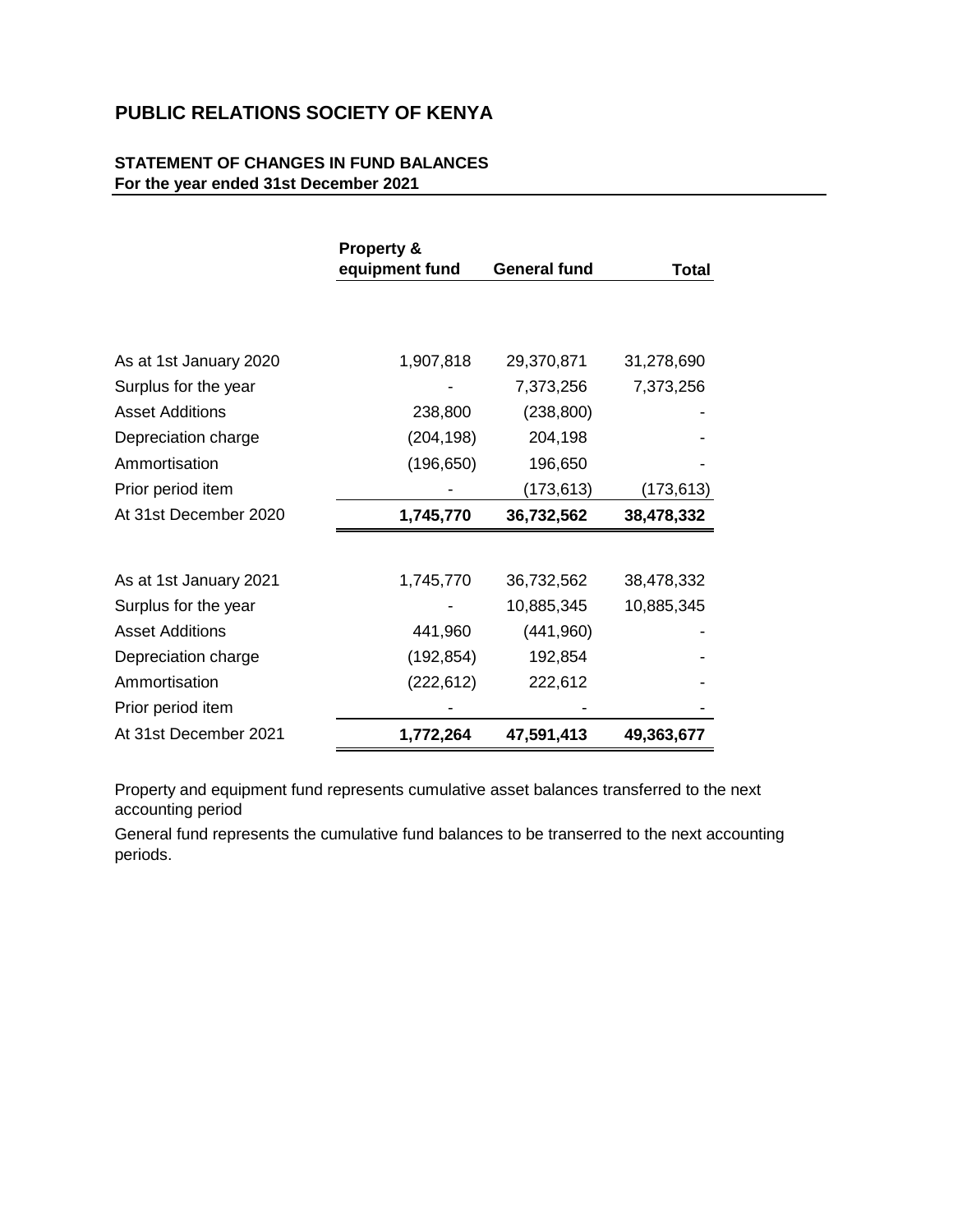# PUBLIC RELATIONS SOCIETY OF KENYA

## STATEMENT OF CHANGES IN FUND BALANCES
**For the year ended 31st December 2021**

| | Property & equipment fund | General fund | Total |
|---|---|---|---|
| As at 1st January 2020 | 1,907,818 | 29,370,871 | 31,278,690 |
| Surplus for the year | - | 7,373,256 | 7,373,256 |
| Asset Additions | 238,800 | (238,800) | - |
| Depreciation charge | (204,198) | 204,198 | - |
| Ammortisation | (196,650) | 196,650 | - |
| Prior period item | - | (173,613) | (173,613) |
| At 31st December 2020 | **1,745,770** | **36,732,562** | **38,478,332** |
| | | | |
| As at 1st January 2021 | 1,745,770 | 36,732,562 | 38,478,332 |
| Surplus for the year | - | 10,885,345 | 10,885,345 |
| Asset Additions | 441,960 | (441,960) | - |
| Depreciation charge | (192,854) | 192,854 | - |
| Ammortisation | (222,612) | 222,612 | - |
| Prior period item | - | - | - |
| At 31st December 2021 | **1,772,264** | **47,591,413** | **49,363,677** |

Property and equipment fund represents cumulative asset balances transferred to the next accounting period

General fund represents the cumulative fund balances to be transerred to the next accounting periods.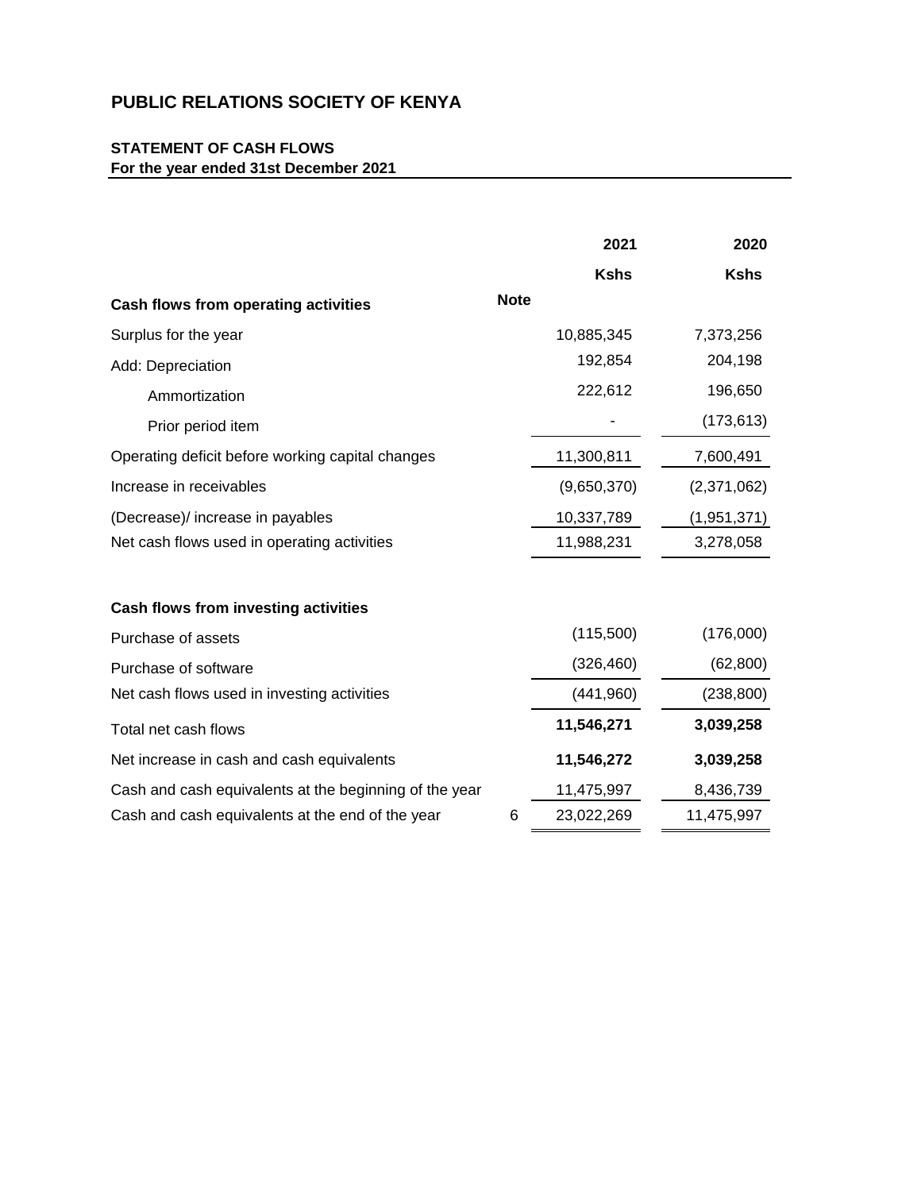# PUBLIC RELATIONS SOCIETY OF KENYA

## STATEMENT OF CASH FLOWS
**For the year ended 31st December 2021**

| | Note | 2021 | 2020 |
|---|---|---|---|
| | | **Kshs** | **Kshs** |
| **Cash flows from operating activities** | | | |
| Surplus for the year | | 10,885,345 | 7,373,256 |
| Add: Depreciation | | 192,854 | 204,198 |
| Ammortization | | 222,612 | 196,650 |
| Prior period item | | - | (173,613) |
| Operating deficit before working capital changes | | 11,300,811 | 7,600,491 |
| Increase in receivables | | (9,650,370) | (2,371,062) |
| (Decrease)/ increase in payables | | 10,337,789 | (1,951,371) |
| Net cash flows used in operating activities | | 11,988,231 | 3,278,058 |
| | | | |
| **Cash flows from investing activities** | | | |
| Purchase of assets | | (115,500) | (176,000) |
| Purchase of software | | (326,460) | (62,800) |
| Net cash flows used in investing activities | | (441,960) | (238,800) |
| Total net cash flows | | **11,546,271** | **3,039,258** |
| Net increase in cash and cash equivalents | | **11,546,272** | **3,039,258** |
| Cash and cash equivalents at the beginning of the year | | 11,475,997 | 8,436,739 |
| Cash and cash equivalents at the end of the year | 6 | 23,022,269 | 11,475,997 |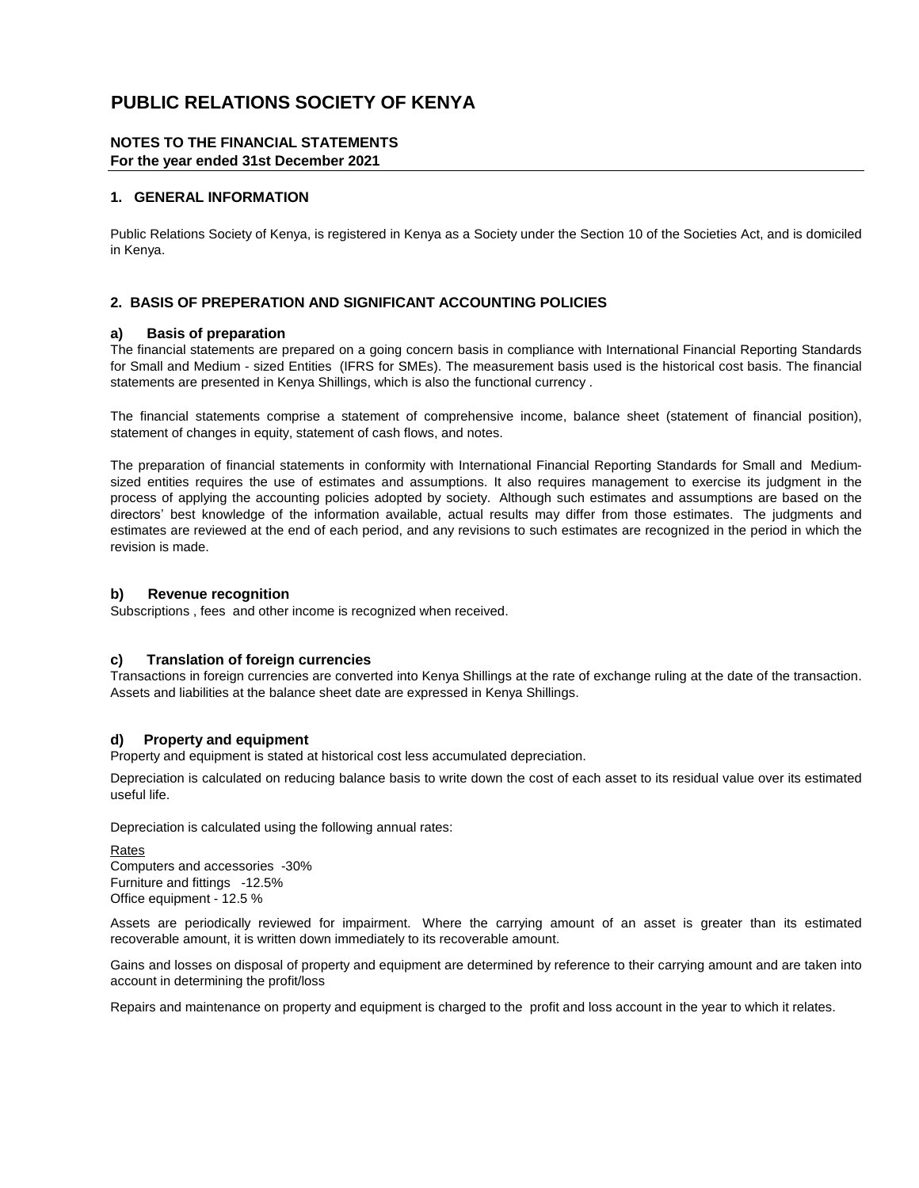# PUBLIC RELATIONS SOCIETY OF KENYA

**NOTES TO THE FINANCIAL STATEMENTS**
**For the year ended 31st December 2021**

## 1. GENERAL INFORMATION

Public Relations Society of Kenya, is registered in Kenya as a Society under the Section 10 of the Societies Act, and is domiciled in Kenya.

## 2. BASIS OF PREPERATION AND SIGNIFICANT ACCOUNTING POLICIES

### a) Basis of preparation

The financial statements are prepared on a going concern basis in compliance with International Financial Reporting Standards for Small and Medium - sized Entities (IFRS for SMEs). The measurement basis used is the historical cost basis. The financial statements are presented in Kenya Shillings, which is also the functional currency .

The financial statements comprise a statement of comprehensive income, balance sheet (statement of financial position), statement of changes in equity, statement of cash flows, and notes.

The preparation of financial statements in conformity with International Financial Reporting Standards for Small and Medium-sized entities requires the use of estimates and assumptions. It also requires management to exercise its judgment in the process of applying the accounting policies adopted by society. Although such estimates and assumptions are based on the directors' best knowledge of the information available, actual results may differ from those estimates. The judgments and estimates are reviewed at the end of each period, and any revisions to such estimates are recognized in the period in which the revision is made.

### b) Revenue recognition

Subscriptions , fees and other income is recognized when received.

### c) Translation of foreign currencies

Transactions in foreign currencies are converted into Kenya Shillings at the rate of exchange ruling at the date of the transaction. Assets and liabilities at the balance sheet date are expressed in Kenya Shillings.

### d) Property and equipment

Property and equipment is stated at historical cost less accumulated depreciation.

Depreciation is calculated on reducing balance basis to write down the cost of each asset to its residual value over its estimated useful life.

Depreciation is calculated using the following annual rates:

Rates
Computers and accessories -30%
Furniture and fittings -12.5%
Office equipment - 12.5 %

Assets are periodically reviewed for impairment. Where the carrying amount of an asset is greater than its estimated recoverable amount, it is written down immediately to its recoverable amount.

Gains and losses on disposal of property and equipment are determined by reference to their carrying amount and are taken into account in determining the profit/loss

Repairs and maintenance on property and equipment is charged to the profit and loss account in the year to which it relates.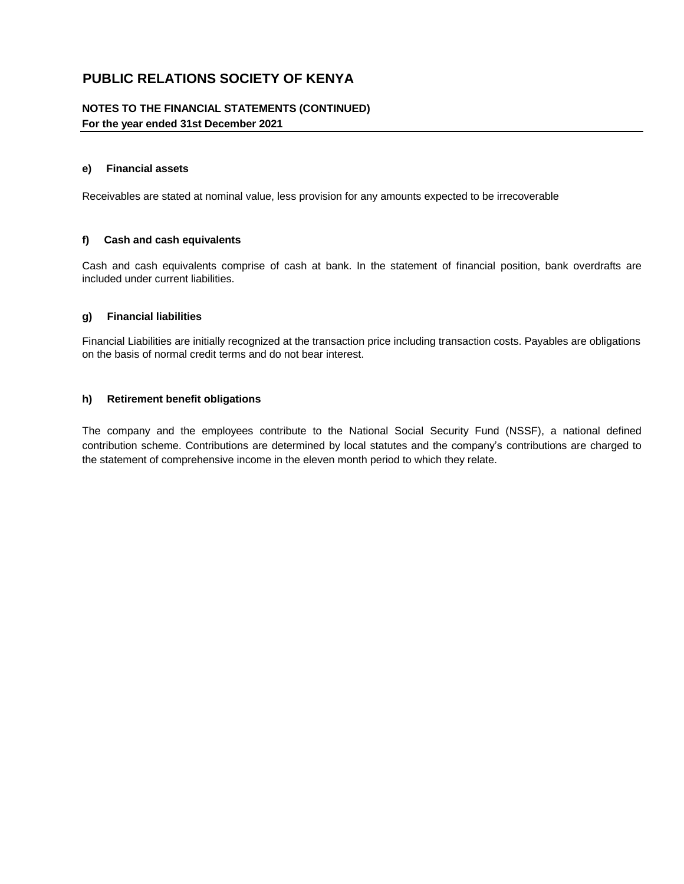# PUBLIC RELATIONS SOCIETY OF KENYA

**NOTES TO THE FINANCIAL STATEMENTS (CONTINUED)**
**For the year ended 31st December 2021**

### e) Financial assets

Receivables are stated at nominal value, less provision for any amounts expected to be irrecoverable

### f) Cash and cash equivalents

Cash and cash equivalents comprise of cash at bank. In the statement of financial position, bank overdrafts are included under current liabilities.

### g) Financial liabilities

Financial Liabilities are initially recognized at the transaction price including transaction costs. Payables are obligations on the basis of normal credit terms and do not bear interest.

### h) Retirement benefit obligations

The company and the employees contribute to the National Social Security Fund (NSSF), a national defined contribution scheme. Contributions are determined by local statutes and the company's contributions are charged to the statement of comprehensive income in the eleven month period to which they relate.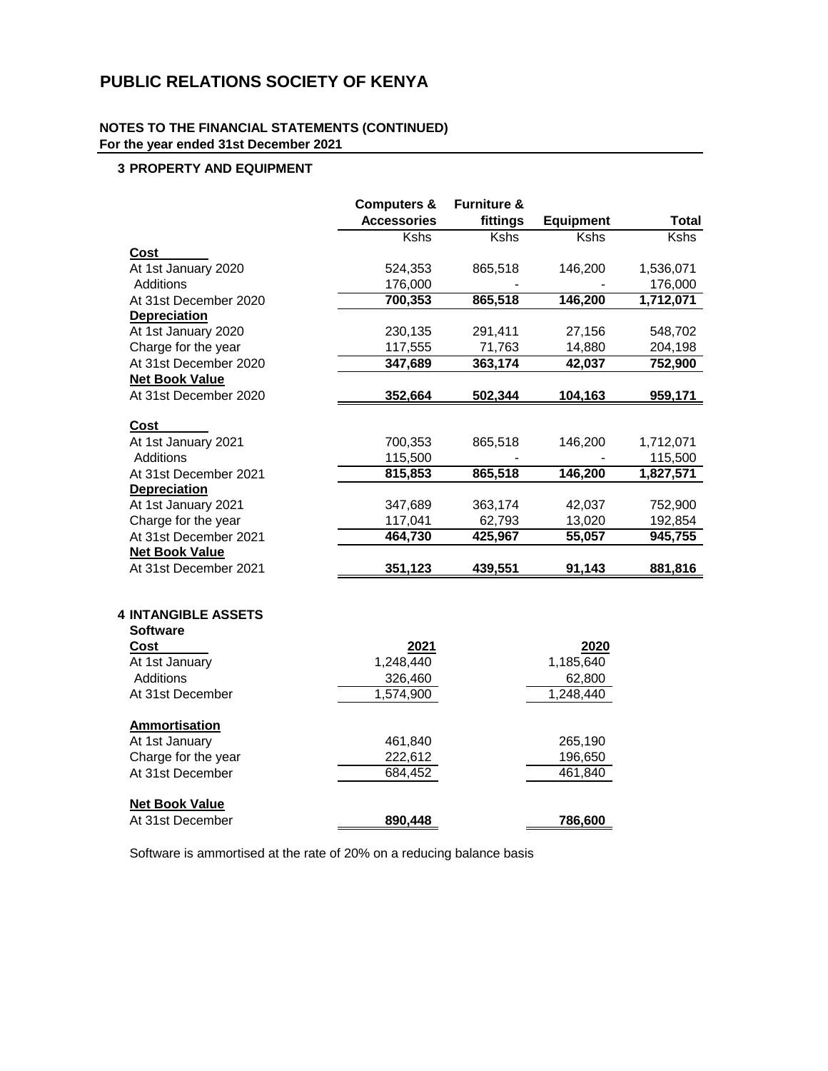# PUBLIC RELATIONS SOCIETY OF KENYA

**NOTES TO THE FINANCIAL STATEMENTS (CONTINUED)**
**For the year ended 31st December 2021**

## 3 PROPERTY AND EQUIPMENT

| | Computers & Accessories | Furniture & fittings | Equipment | Total |
|---|---|---|---|---|
| | Kshs | Kshs | Kshs | Kshs |
| **Cost** | | | | |
| At 1st January 2020 | 524,353 | 865,518 | 146,200 | 1,536,071 |
| Additions | 176,000 | - | - | 176,000 |
| At 31st December 2020 | **700,353** | **865,518** | **146,200** | **1,712,071** |
| **Depreciation** | | | | |
| At 1st January 2020 | 230,135 | 291,411 | 27,156 | 548,702 |
| Charge for the year | 117,555 | 71,763 | 14,880 | 204,198 |
| At 31st December 2020 | **347,689** | **363,174** | **42,037** | **752,900** |
| **Net Book Value** | | | | |
| At 31st December 2020 | **352,664** | **502,344** | **104,163** | **959,171** |
| | | | | |
| **Cost** | | | | |
| At 1st January 2021 | 700,353 | 865,518 | 146,200 | 1,712,071 |
| Additions | 115,500 | - | - | 115,500 |
| At 31st December 2021 | **815,853** | **865,518** | **146,200** | **1,827,571** |
| **Depreciation** | | | | |
| At 1st January 2021 | 347,689 | 363,174 | 42,037 | 752,900 |
| Charge for the year | 117,041 | 62,793 | 13,020 | 192,854 |
| At 31st December 2021 | **464,730** | **425,967** | **55,057** | **945,755** |
| **Net Book Value** | | | | |
| At 31st December 2021 | **351,123** | **439,551** | **91,143** | **881,816** |

## 4 INTANGIBLE ASSETS

**Software**

| **Cost** | **2021** | **2020** |
|---|---|---|
| At 1st January | 1,248,440 | 1,185,640 |
| Additions | 326,460 | 62,800 |
| At 31st December | 1,574,900 | 1,248,440 |
| | | |
| **Ammortisation** | | |
| At 1st January | 461,840 | 265,190 |
| Charge for the year | 222,612 | 196,650 |
| At 31st December | 684,452 | 461,840 |
| | | |
| **Net Book Value** | | |
| At 31st December | **890,448** | **786,600** |

Software is ammortised at the rate of 20% on a reducing balance basis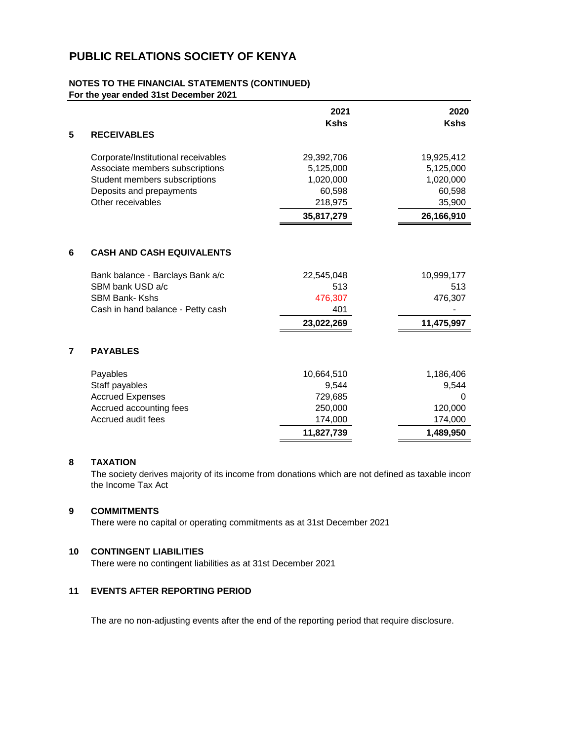# PUBLIC RELATIONS SOCIETY OF KENYA

**NOTES TO THE FINANCIAL STATEMENTS (CONTINUED)**
**For the year ended 31st December 2021**

| | | 2021 Kshs | 2020 Kshs |
|---|---|---|---|
| **5** | **RECEIVABLES** | | |
| | Corporate/Institutional receivables | 29,392,706 | 19,925,412 |
| | Associate members subscriptions | 5,125,000 | 5,125,000 |
| | Student members subscriptions | 1,020,000 | 1,020,000 |
| | Deposits and prepayments | 60,598 | 60,598 |
| | Other receivables | 218,975 | 35,900 |
| | | **35,817,279** | **26,166,910** |
| **6** | **CASH AND CASH EQUIVALENTS** | | |
| | Bank balance - Barclays Bank a/c | 22,545,048 | 10,999,177 |
| | SBM bank USD a/c | 513 | 513 |
| | SBM Bank- Kshs | 476,307 | 476,307 |
| | Cash in hand balance - Petty cash | 401 | - |
| | | **23,022,269** | **11,475,997** |
| **7** | **PAYABLES** | | |
| | Payables | 10,664,510 | 1,186,406 |
| | Staff payables | 9,544 | 9,544 |
| | Accrued Expenses | 729,685 | 0 |
| | Accrued accounting fees | 250,000 | 120,000 |
| | Accrued audit fees | 174,000 | 174,000 |
| | | **11,827,739** | **1,489,950** |

**8 TAXATION**

The society derives majority of its income from donations which are not defined as taxable incom the Income Tax Act

**9 COMMITMENTS**

There were no capital or operating commitments as at 31st December 2021

**10 CONTINGENT LIABILITIES**

There were no contingent liabilities as at 31st December 2021

**11 EVENTS AFTER REPORTING PERIOD**

The are no non-adjusting events after the end of the reporting period that require disclosure.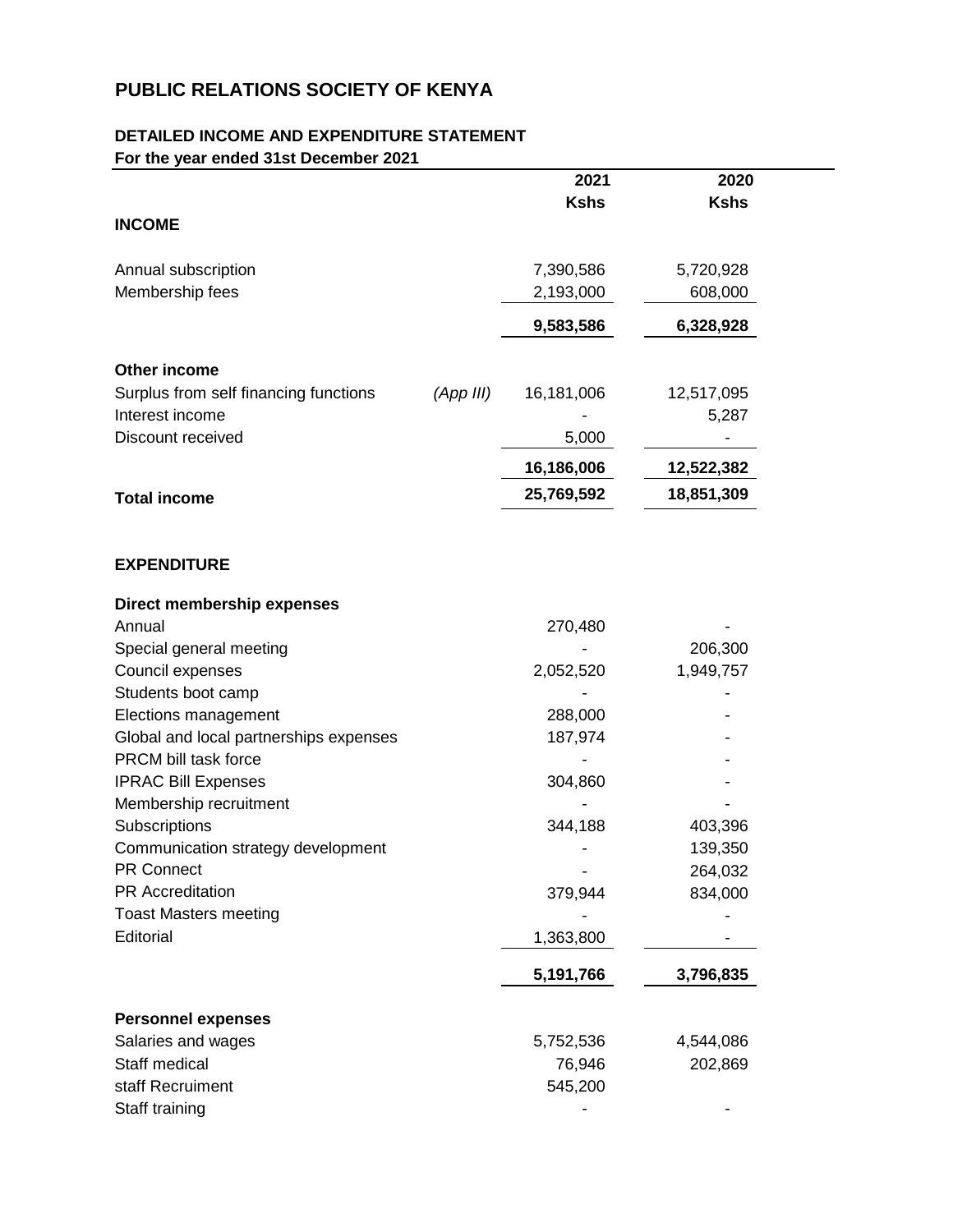# PUBLIC RELATIONS SOCIETY OF KENYA

## DETAILED INCOME AND EXPENDITURE STATEMENT

**For the year ended 31st December 2021**

| | | 2021 | 2020 |
|---|---|---|---|
| | | **Kshs** | **Kshs** |
| **INCOME** | | | |
| Annual subscription | | 7,390,586 | 5,720,928 |
| Membership fees | | 2,193,000 | 608,000 |
| | | **9,583,586** | **6,328,928** |
| **Other income** | | | |
| Surplus from self financing functions | *(App III)* | 16,181,006 | 12,517,095 |
| Interest income | | - | 5,287 |
| Discount received | | 5,000 | - |
| | | **16,186,006** | **12,522,382** |
| **Total income** | | **25,769,592** | **18,851,309** |
| **EXPENDITURE** | | | |
| **Direct membership expenses** | | | |
| Annual | | 270,480 | - |
| Special general meeting | | - | 206,300 |
| Council expenses | | 2,052,520 | 1,949,757 |
| Students boot camp | | - | - |
| Elections management | | 288,000 | - |
| Global and local partnerships expenses | | 187,974 | - |
| PRCM bill task force | | - | - |
| IPRAC Bill Expenses | | 304,860 | - |
| Membership recruitment | | - | - |
| Subscriptions | | 344,188 | 403,396 |
| Communication strategy development | | - | 139,350 |
| PR Connect | | - | 264,032 |
| PR Accreditation | | 379,944 | 834,000 |
| Toast Masters meeting | | - | - |
| Editorial | | 1,363,800 | - |
| | | **5,191,766** | **3,796,835** |
| **Personnel expenses** | | | |
| Salaries and wages | | 5,752,536 | 4,544,086 |
| Staff medical | | 76,946 | 202,869 |
| staff Recruiment | | 545,200 | |
| Staff training | | - | - |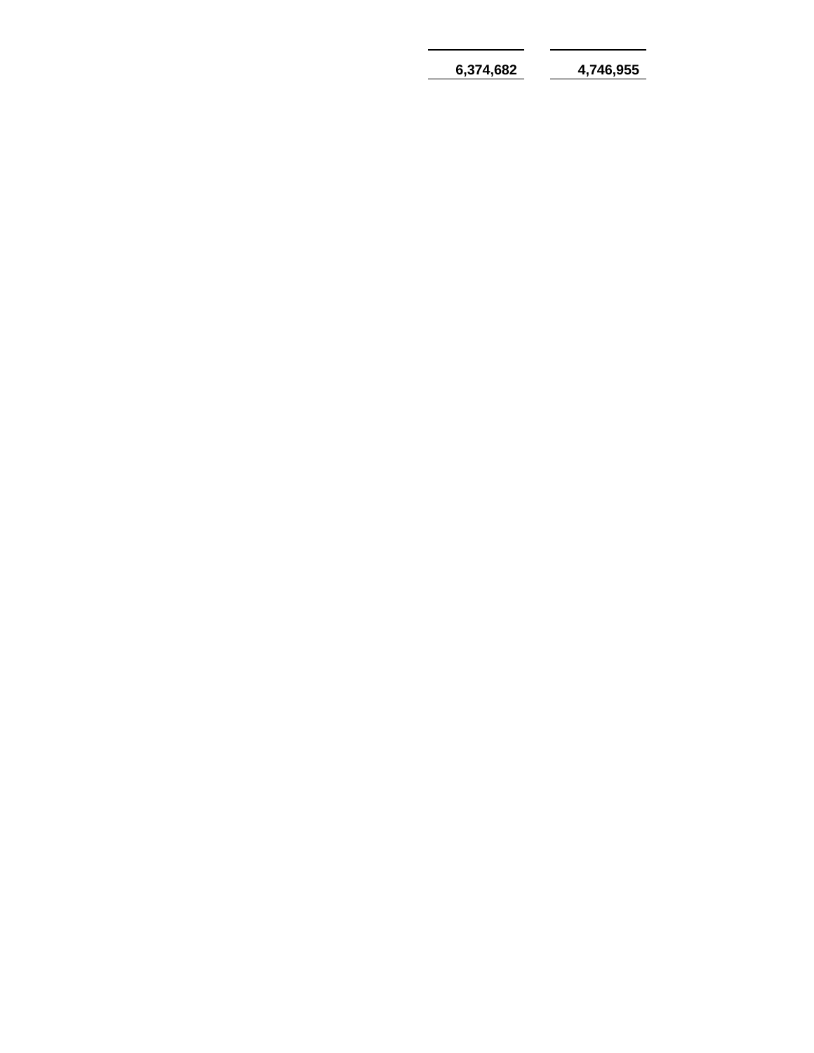| | |
|---|---|
| **6,374,682** | **4,746,955** |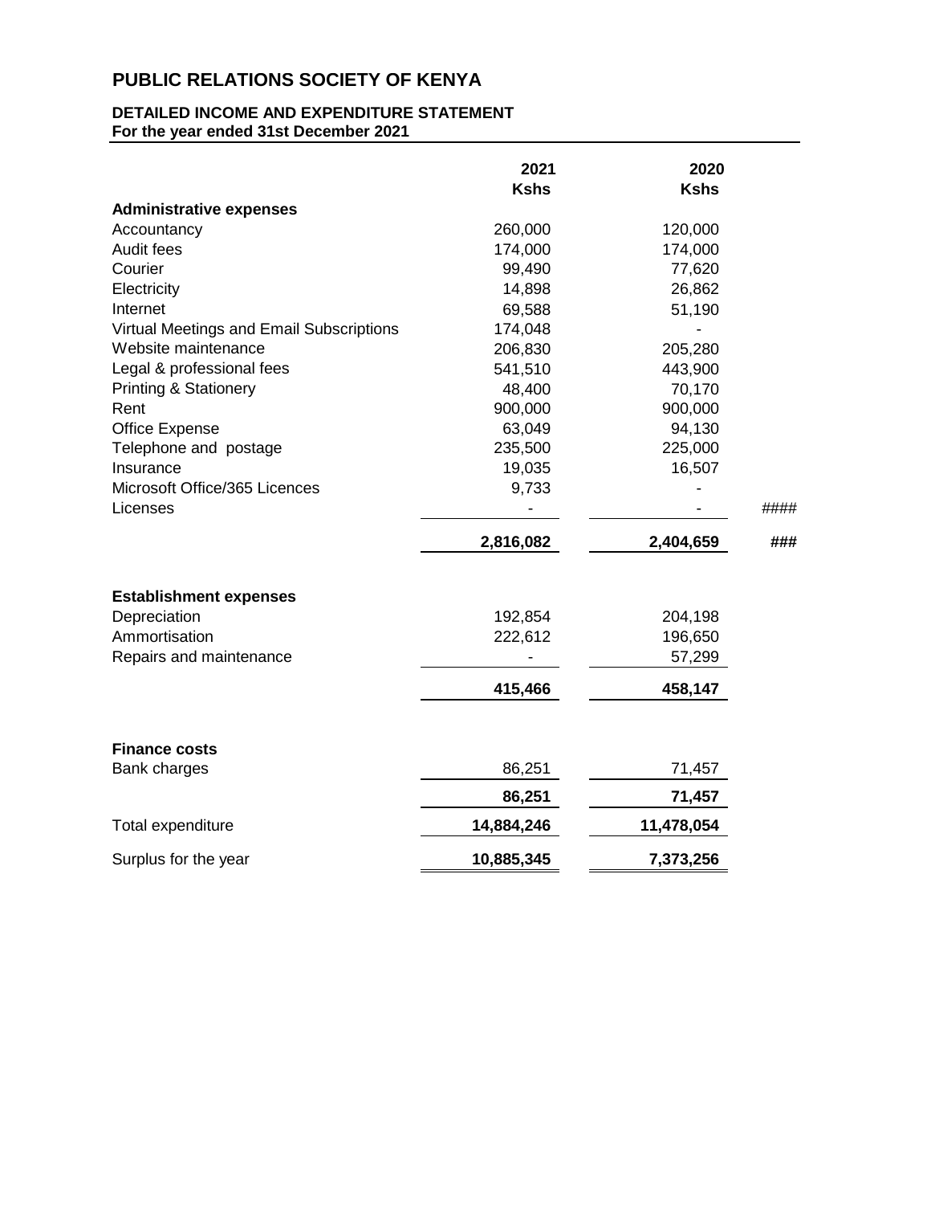# PUBLIC RELATIONS SOCIETY OF KENYA

## DETAILED INCOME AND EXPENDITURE STATEMENT
**For the year ended 31st December 2021**

| | 2021 | 2020 | |
|---|---|---|---|
| | **Kshs** | **Kshs** | |
| **Administrative expenses** | | | |
| Accountancy | 260,000 | 120,000 | |
| Audit fees | 174,000 | 174,000 | |
| Courier | 99,490 | 77,620 | |
| Electricity | 14,898 | 26,862 | |
| Internet | 69,588 | 51,190 | |
| Virtual Meetings and Email Subscriptions | 174,048 | - | |
| Website maintenance | 206,830 | 205,280 | |
| Legal & professional fees | 541,510 | 443,900 | |
| Printing & Stationery | 48,400 | 70,170 | |
| Rent | 900,000 | 900,000 | |
| Office Expense | 63,049 | 94,130 | |
| Telephone and postage | 235,500 | 225,000 | |
| Insurance | 19,035 | 16,507 | |
| Microsoft Office/365 Licences | 9,733 | - | |
| Licenses | - | - | #### |
| | **2,816,082** | **2,404,659** | **###** |
| | | | |
| **Establishment expenses** | | | |
| Depreciation | 192,854 | 204,198 | |
| Ammortisation | 222,612 | 196,650 | |
| Repairs and maintenance | - | 57,299 | |
| | **415,466** | **458,147** | |
| | | | |
| **Finance costs** | | | |
| Bank charges | 86,251 | 71,457 | |
| | **86,251** | **71,457** | |
| Total expenditure | **14,884,246** | **11,478,054** | |
| Surplus for the year | **10,885,345** | **7,373,256** | |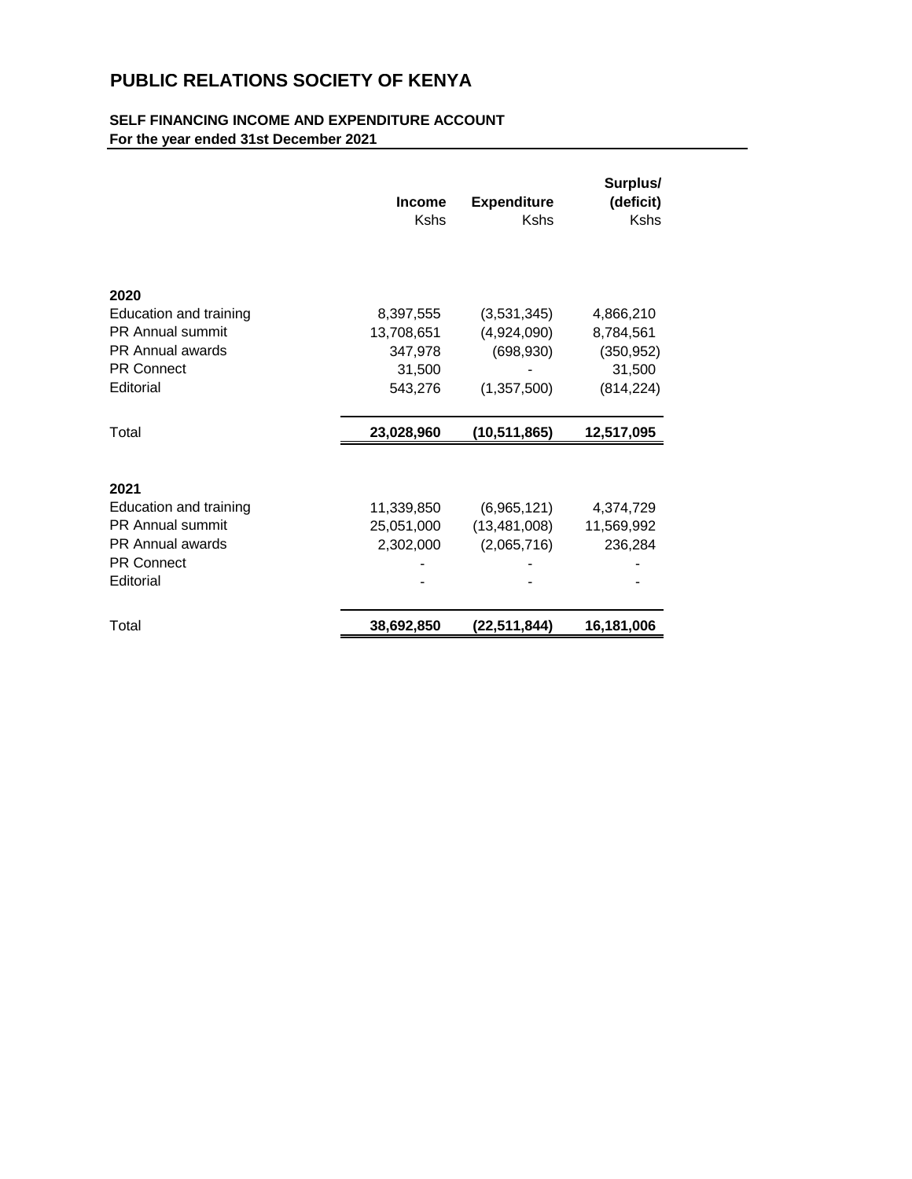# PUBLIC RELATIONS SOCIETY OF KENYA

### SELF FINANCING INCOME AND EXPENDITURE ACCOUNT
**For the year ended 31st December 2021**

| | Income Kshs | Expenditure Kshs | Surplus/ (deficit) Kshs |
|---|---|---|---|
| **2020** | | | |
| Education and training | 8,397,555 | (3,531,345) | 4,866,210 |
| PR Annual summit | 13,708,651 | (4,924,090) | 8,784,561 |
| PR Annual awards | 347,978 | (698,930) | (350,952) |
| PR Connect | 31,500 | - | 31,500 |
| Editorial | 543,276 | (1,357,500) | (814,224) |
| Total | **23,028,960** | **(10,511,865)** | **12,517,095** |
| **2021** | | | |
| Education and training | 11,339,850 | (6,965,121) | 4,374,729 |
| PR Annual summit | 25,051,000 | (13,481,008) | 11,569,992 |
| PR Annual awards | 2,302,000 | (2,065,716) | 236,284 |
| PR Connect | - | - | - |
| Editorial | - | - | - |
| Total | **38,692,850** | **(22,511,844)** | **16,181,006** |